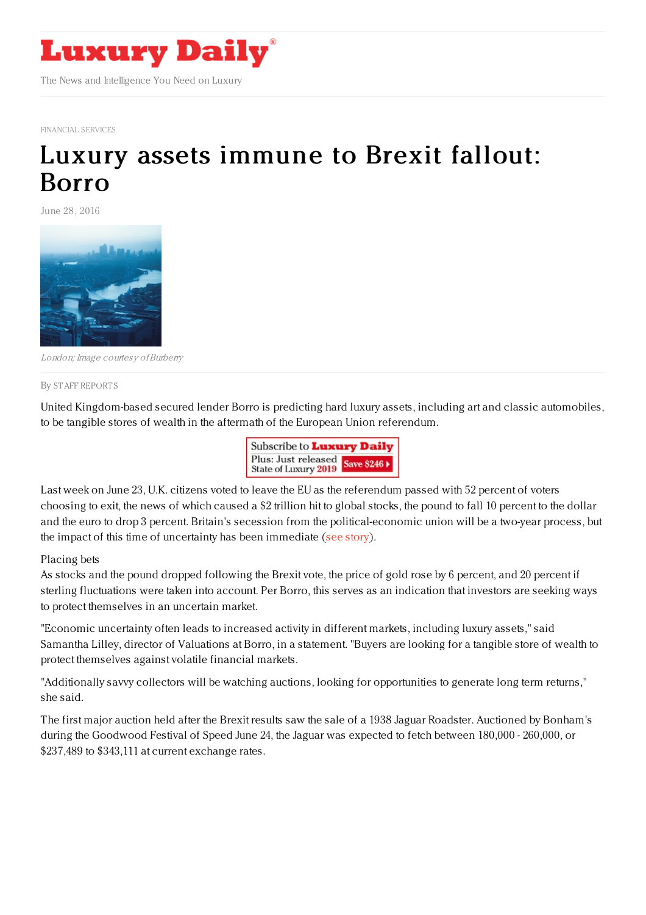FINANCIAL SERVICES

# Luxury assets immune to Brexit fallout: Borro

June 28, 2016

*London; Image courtesy of Burberry*

By STAFF REPORTS

United Kingdom-based secured lender Borro is predicting hard luxury assets, including art and classic automobiles, to be tangible stores of wealth in the aftermath of the European Union referendum.

Last week on June 23, U.K. citizens voted to leave the EU as the referendum passed with 52 percent of voters choosing to exit, the news of which caused a $2 trillion hit to global stocks, the pound to fall 10 percent to the dollar and the euro to drop 3 percent. Britain's secession from the political-economic union will be a two-year process, but the impact of this time of uncertainty has been immediate (see story).

## Placing bets

As stocks and the pound dropped following the Brexit vote, the price of gold rose by 6 percent, and 20 percent if sterling fluctuations were taken into account. Per Borro, this serves as an indication that investors are seeking ways to protect themselves in an uncertain market.

"Economic uncertainty often leads to increased activity in different markets, including luxury assets," said Samantha Lilley, director of Valuations at Borro, in a statement. "Buyers are looking for a tangible store of wealth to protect themselves against volatile financial markets.

"Additionally savvy collectors will be watching auctions, looking for opportunities to generate long term returns," she said.

The first major auction held after the Brexit results saw the sale of a 1938 Jaguar Roadster. Auctioned by Bonham's during the Goodwood Festival of Speed June 24, the Jaguar was expected to fetch between 180,000 - 260,000, or $237,489 to $343,111 at current exchange rates.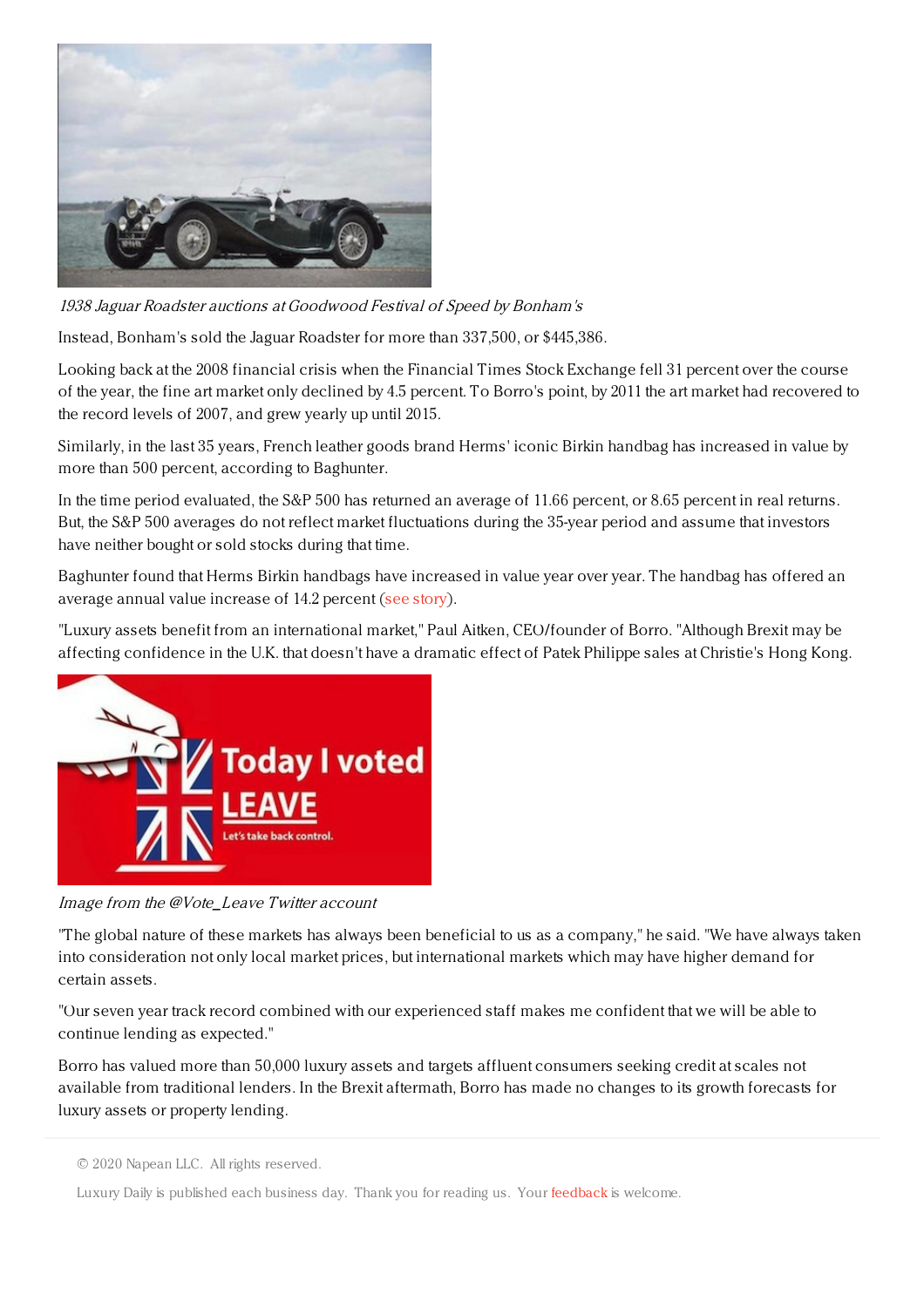*1938 Jaguar Roadster auctions at Goodwood Festival of Speed by Bonham's*

Instead, Bonham's sold the Jaguar Roadster for more than 337,500, or $445,386.

Looking back at the 2008 financial crisis when the Financial Times Stock Exchange fell 31 percent over the course of the year, the fine art market only declined by 4.5 percent. To Borro's point, by 2011 the art market had recovered to the record levels of 2007, and grew yearly up until 2015.

Similarly, in the last 35 years, French leather goods brand Herms' iconic Birkin handbag has increased in value by more than 500 percent, according to Baghunter.

In the time period evaluated, the S&P 500 has returned an average of 11.66 percent, or 8.65 percent in real returns. But, the S&P 500 averages do not reflect market fluctuations during the 35-year period and assume that investors have neither bought or sold stocks during that time.

Baghunter found that Herms Birkin handbags have increased in value year over year. The handbag has offered an average annual value increase of 14.2 percent (see story).

"Luxury assets benefit from an international market," Paul Aitken, CEO/founder of Borro. "Although Brexit may be affecting confidence in the U.K. that doesn't have a dramatic effect of Patek Philippe sales at Christie's Hong Kong.

*Image from the @Vote_Leave Twitter account*

"The global nature of these markets has always been beneficial to us as a company," he said. "We have always taken into consideration not only local market prices, but international markets which may have higher demand for certain assets.

"Our seven year track record combined with our experienced staff makes me confident that we will be able to continue lending as expected."

Borro has valued more than 50,000 luxury assets and targets affluent consumers seeking credit at scales not available from traditional lenders. In the Brexit aftermath, Borro has made no changes to its growth forecasts for luxury assets or property lending.

© 2020 Napean LLC. All rights reserved.

Luxury Daily is published each business day. Thank you for reading us. Your feedback is welcome.